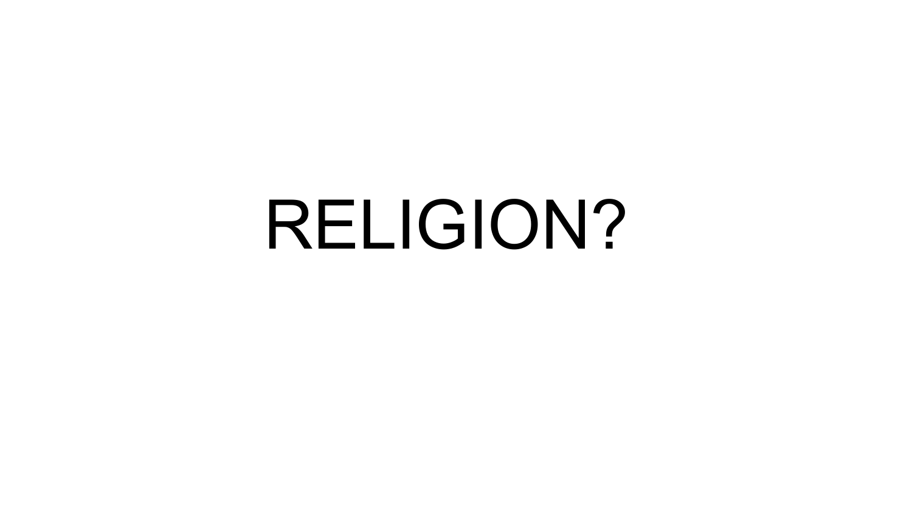# RELIGION?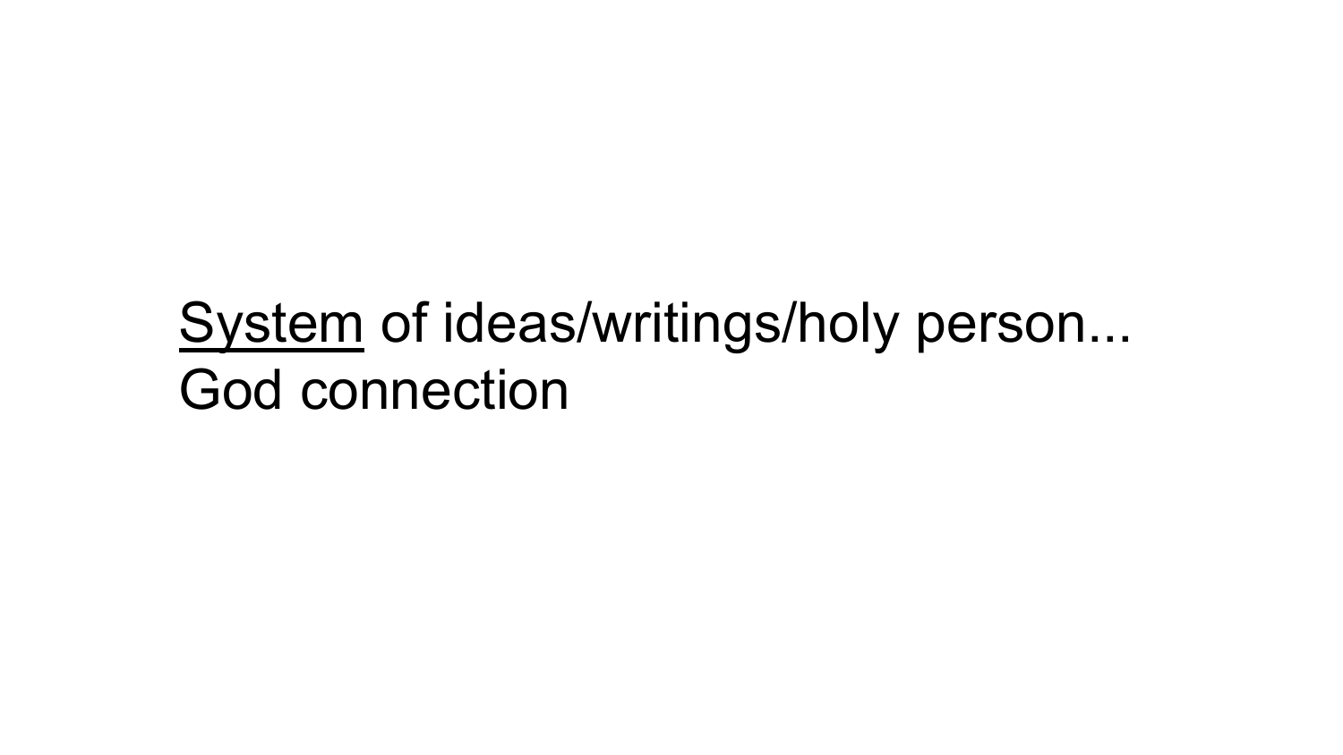<u>System</u> of ideas/writings/holy person...
God connection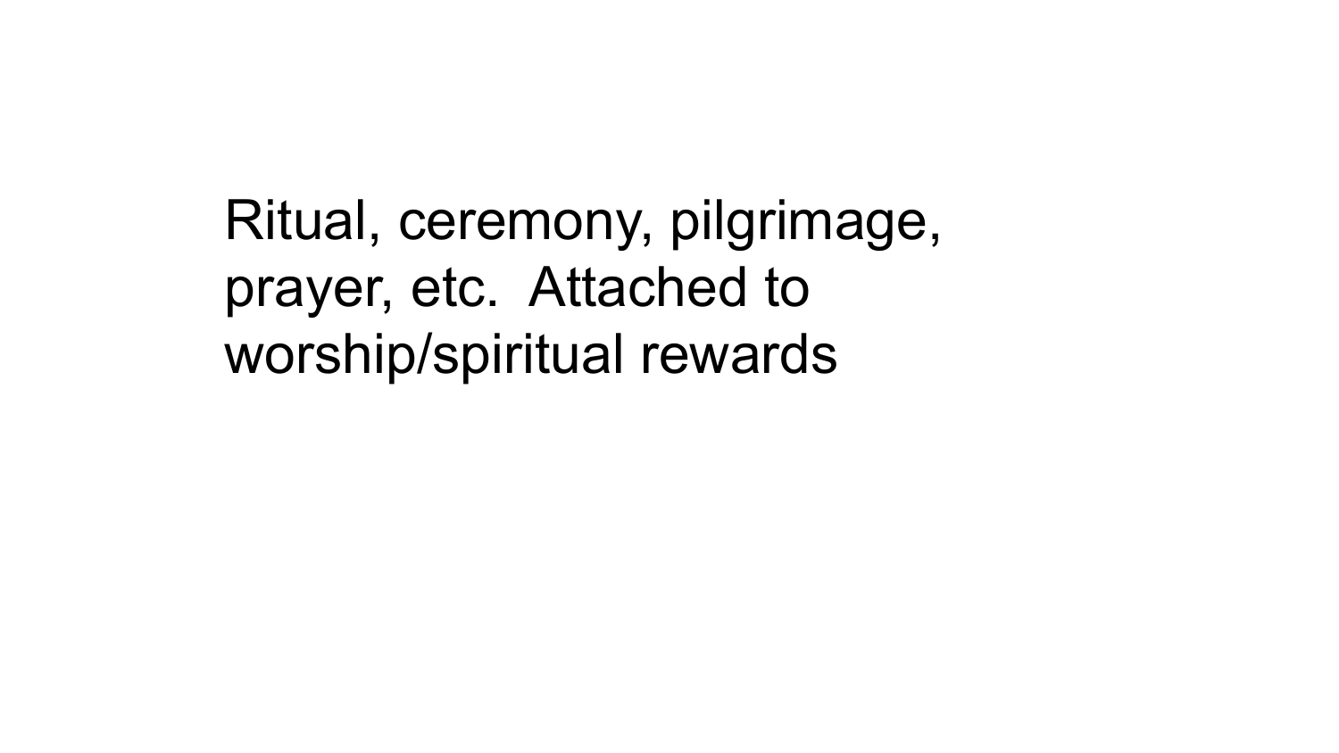Ritual, ceremony, pilgrimage, prayer, etc.  Attached to worship/spiritual rewards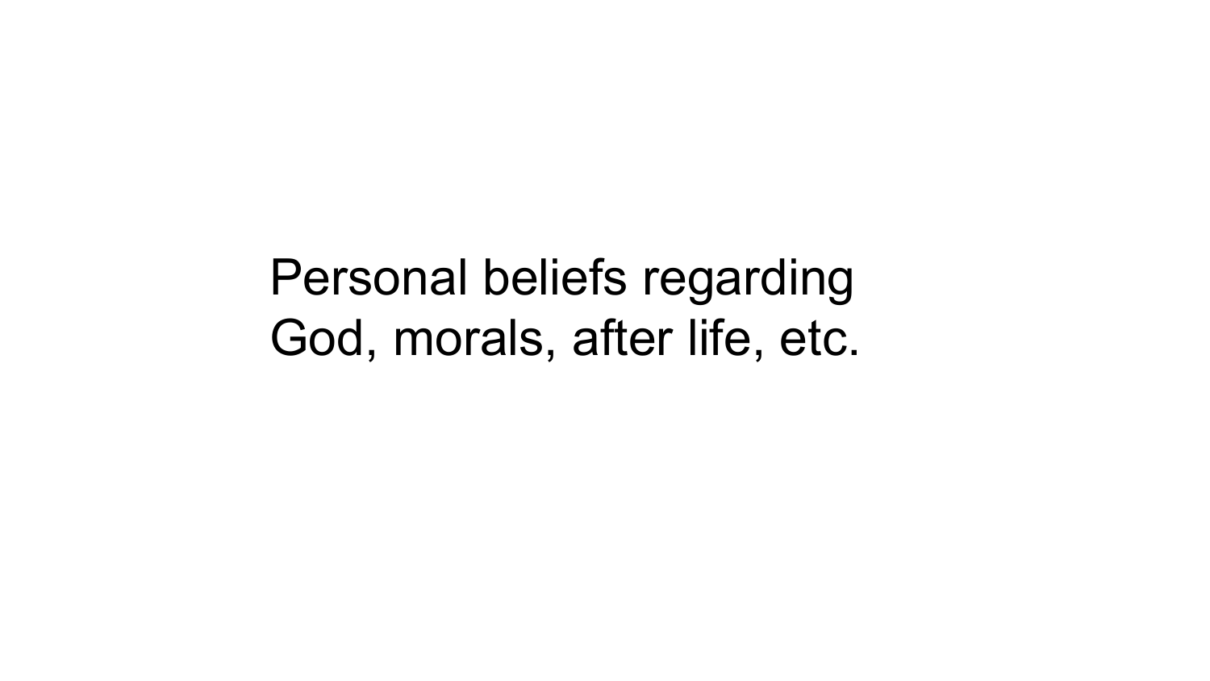Personal beliefs regarding
God, morals, after life, etc.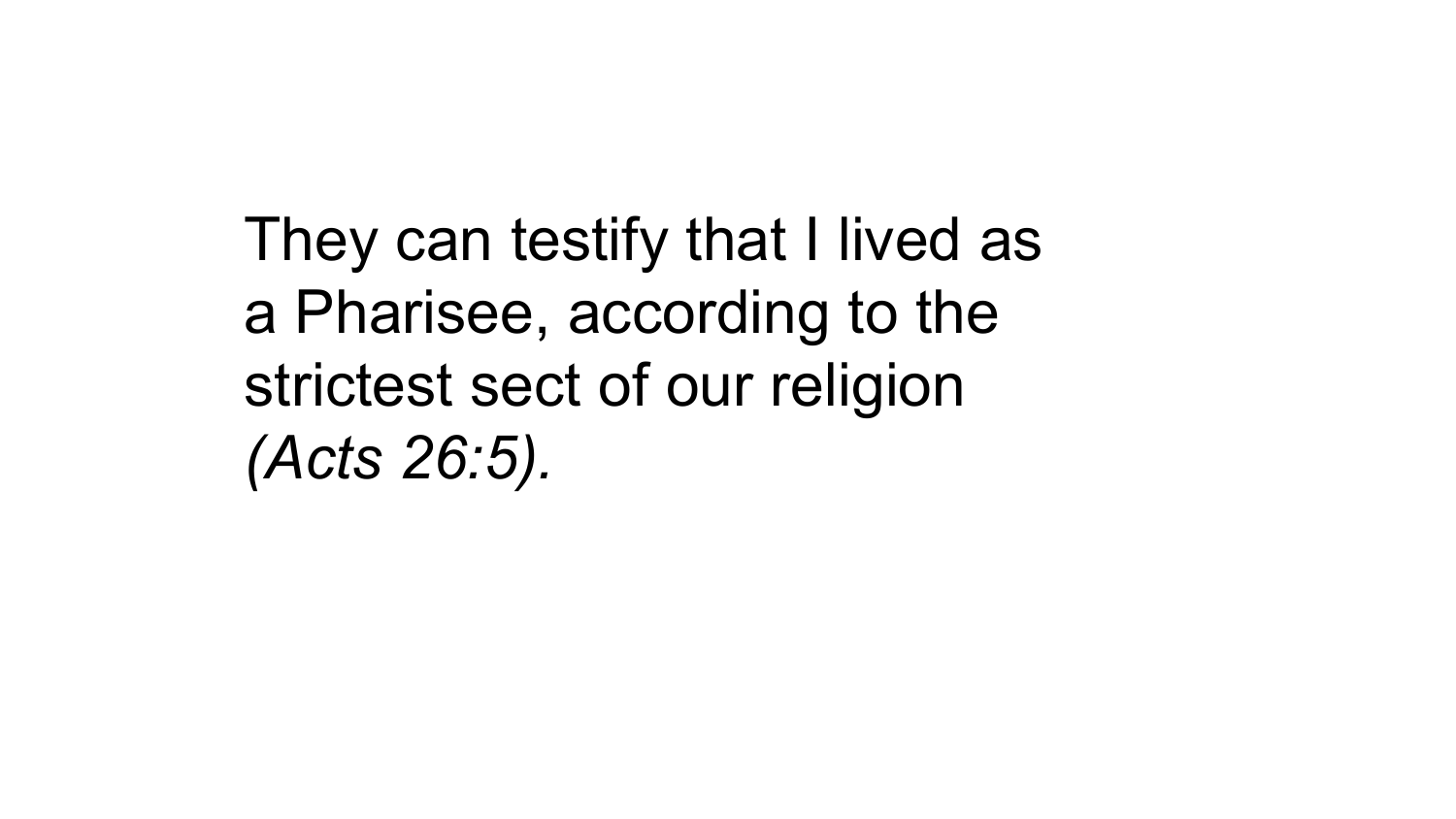They can testify that I lived as a Pharisee, according to the strictest sect of our religion *(Acts 26:5).*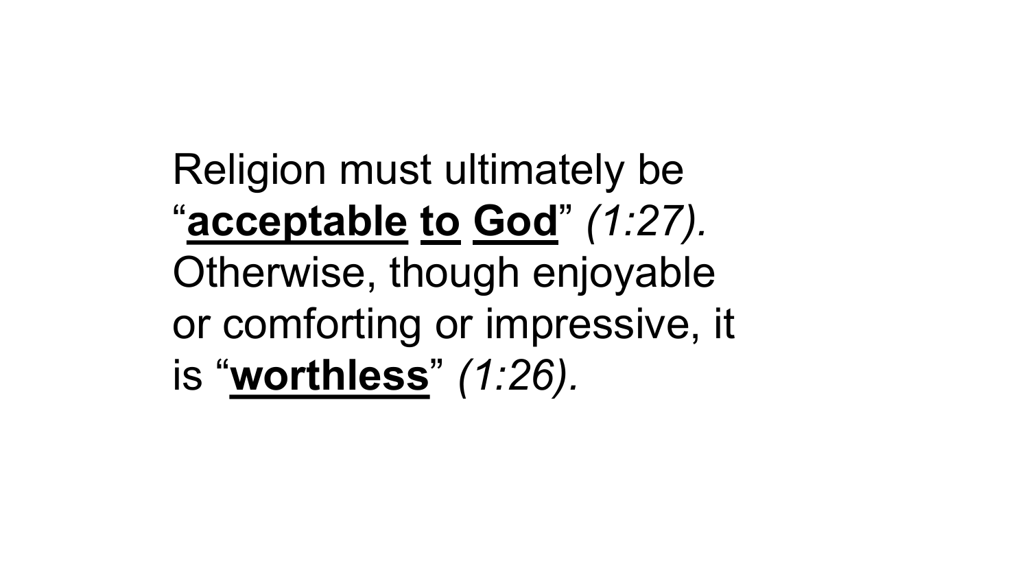Religion must ultimately be "**acceptable to God**" *(1:27).* Otherwise, though enjoyable or comforting or impressive, it is "**worthless**" *(1:26).*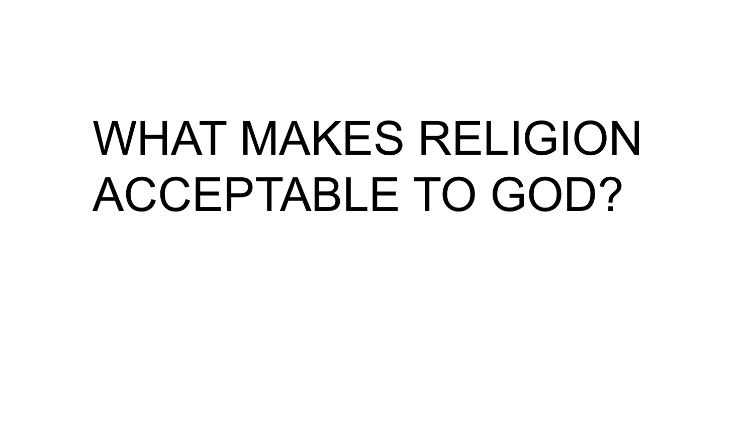# WHAT MAKES RELIGION ACCEPTABLE TO GOD?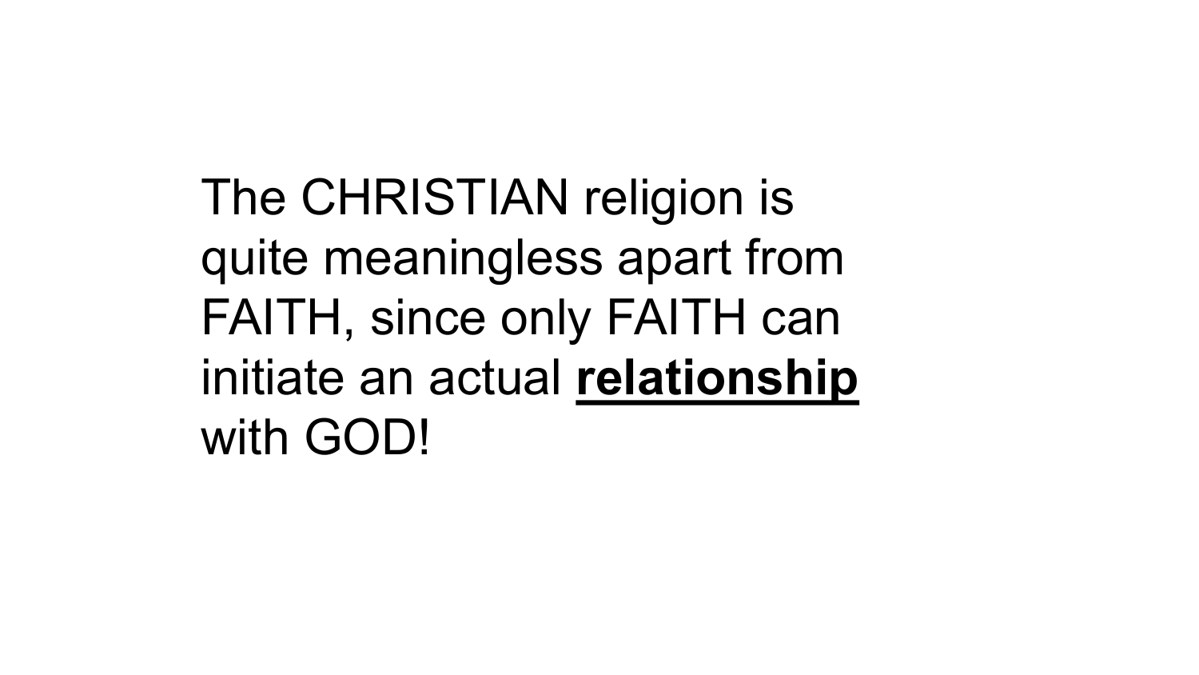The CHRISTIAN religion is quite meaningless apart from FAITH, since only FAITH can initiate an actual **<u>relationship</u>** with GOD!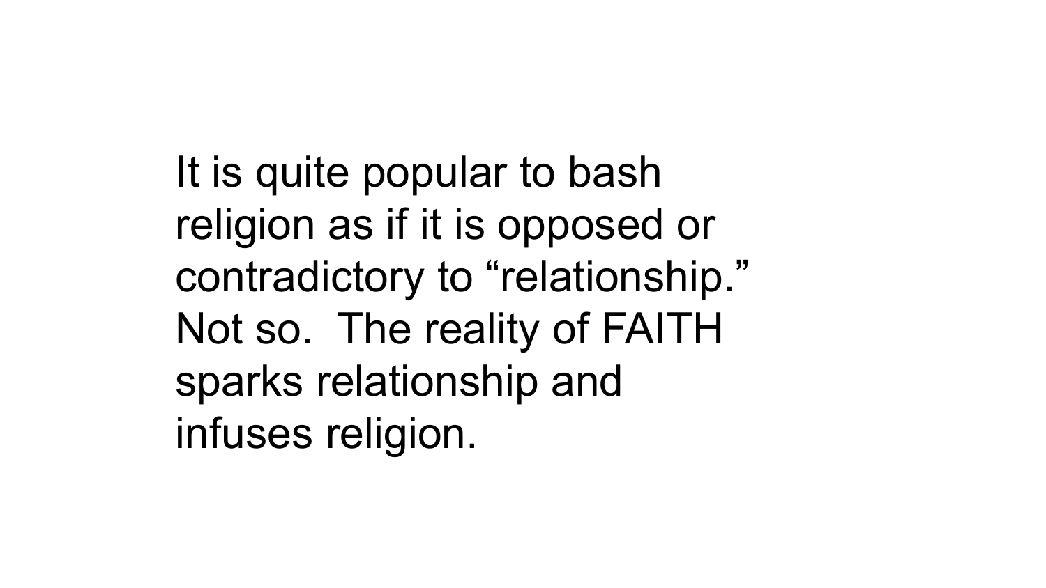It is quite popular to bash religion as if it is opposed or contradictory to "relationship." Not so. The reality of FAITH sparks relationship and infuses religion.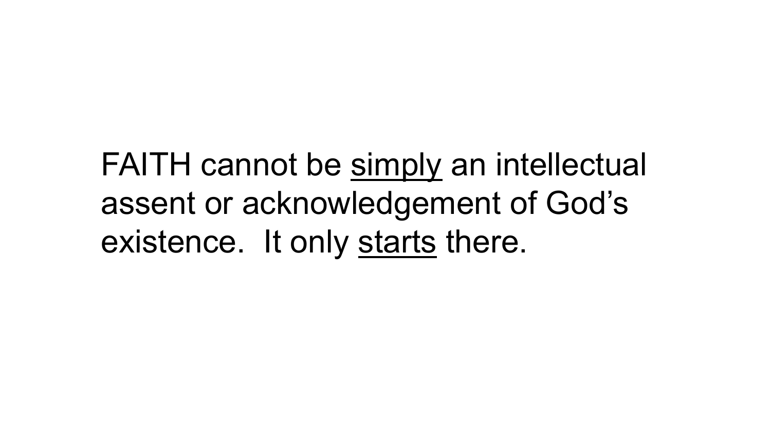FAITH cannot be <u>simply</u> an intellectual assent or acknowledgement of God's existence.  It only <u>starts</u> there.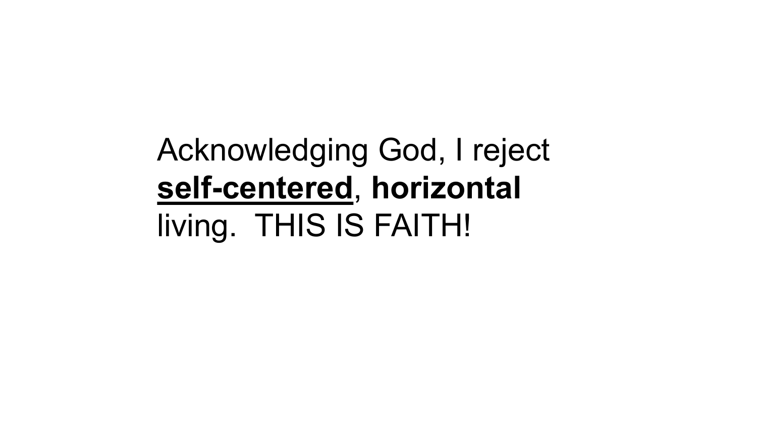Acknowledging God, I reject <u>**self-centered**</u>, **horizontal** living. THIS IS FAITH!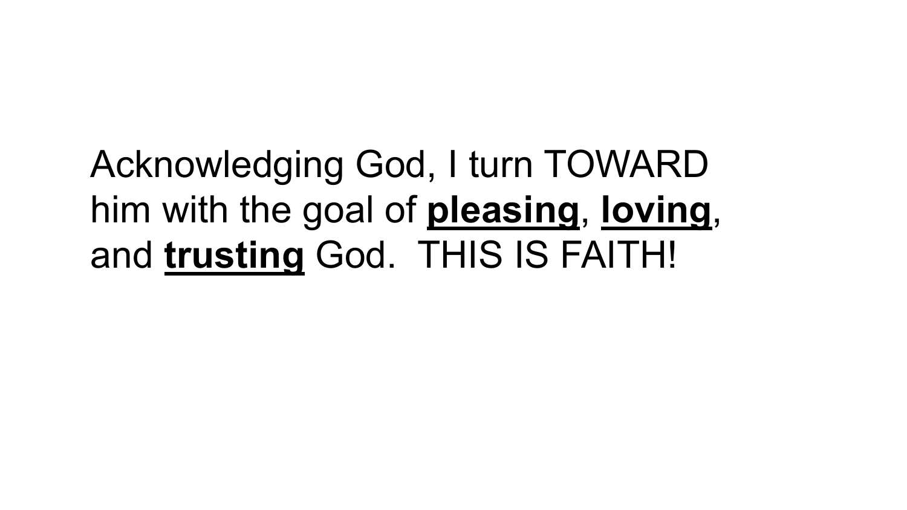Acknowledging God, I turn TOWARD him with the goal of **<u>pleasing</u>**, **<u>loving</u>**, and **<u>trusting</u>** God. THIS IS FAITH!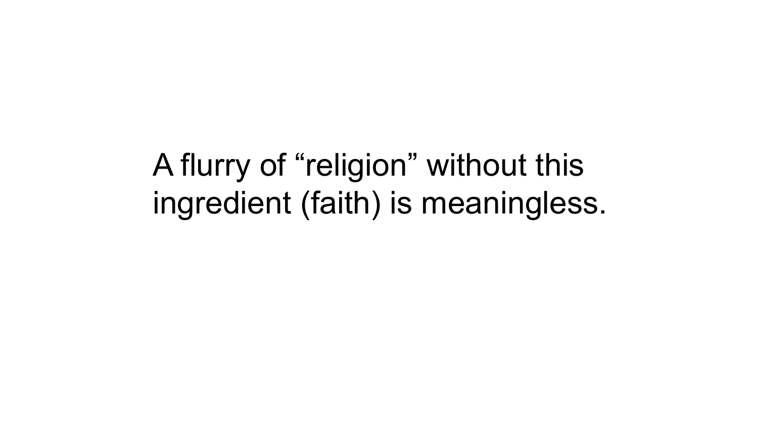A flurry of “religion” without this ingredient (faith) is meaningless.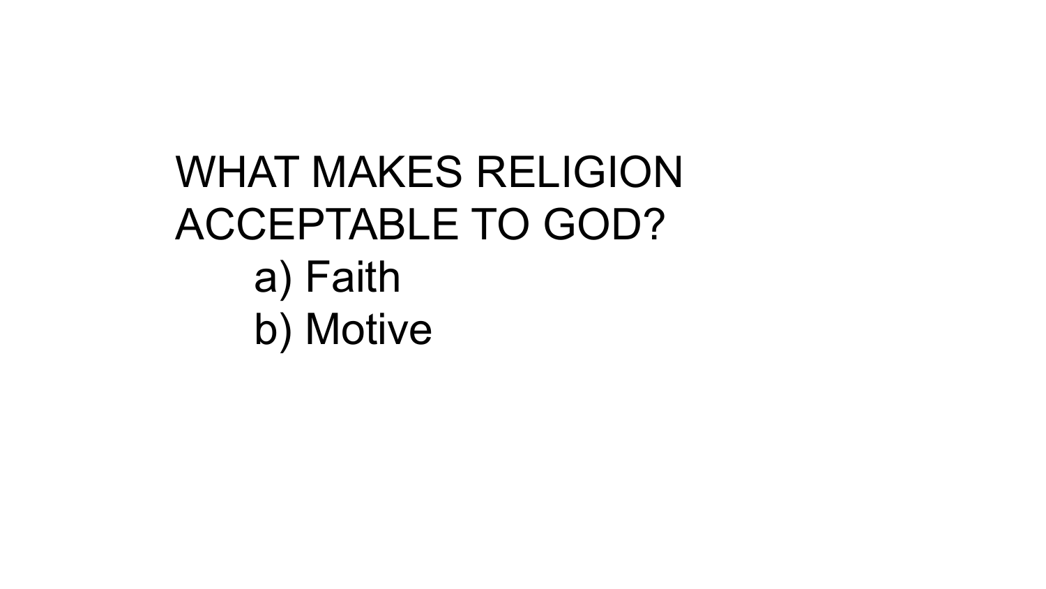WHAT MAKES RELIGION ACCEPTABLE TO GOD?

a) Faith
b) Motive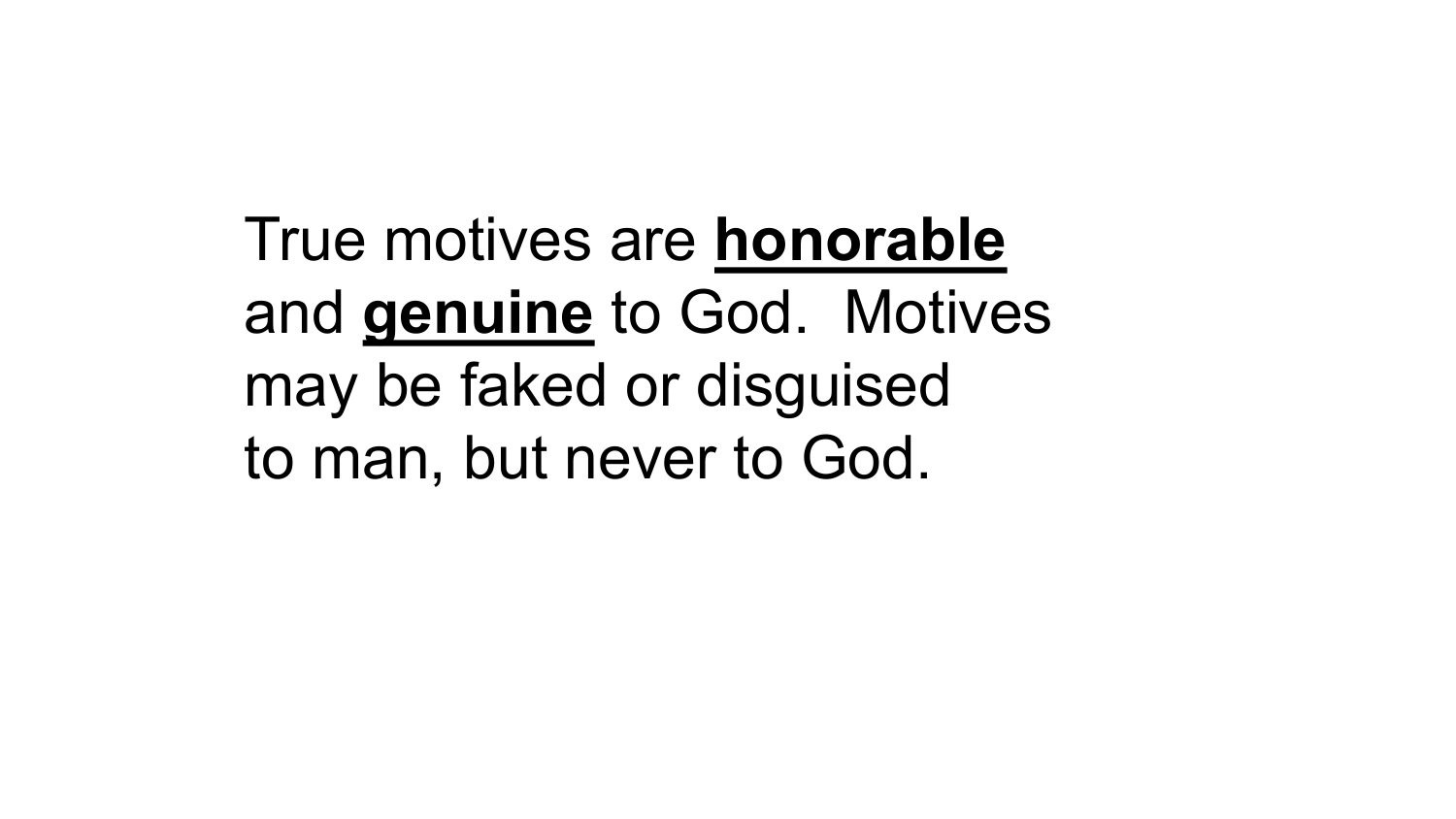True motives are **<u>honorable</u>** and **<u>genuine</u>** to God. Motives may be faked or disguised to man, but never to God.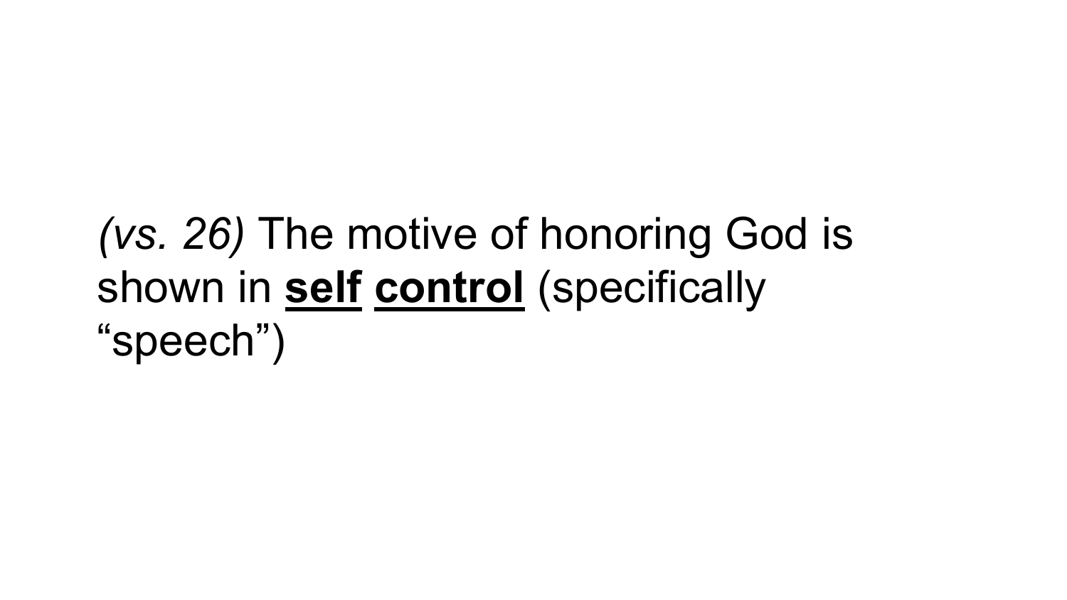*(vs. 26)* The motive of honoring God is shown in **<u>self</u> <u>control</u>** (specifically “speech”)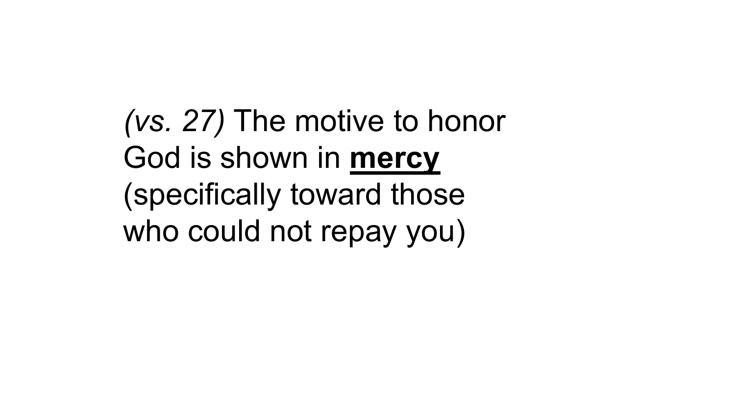*(vs. 27)* The motive to honor God is shown in <u>**mercy**</u> (specifically toward those who could not repay you)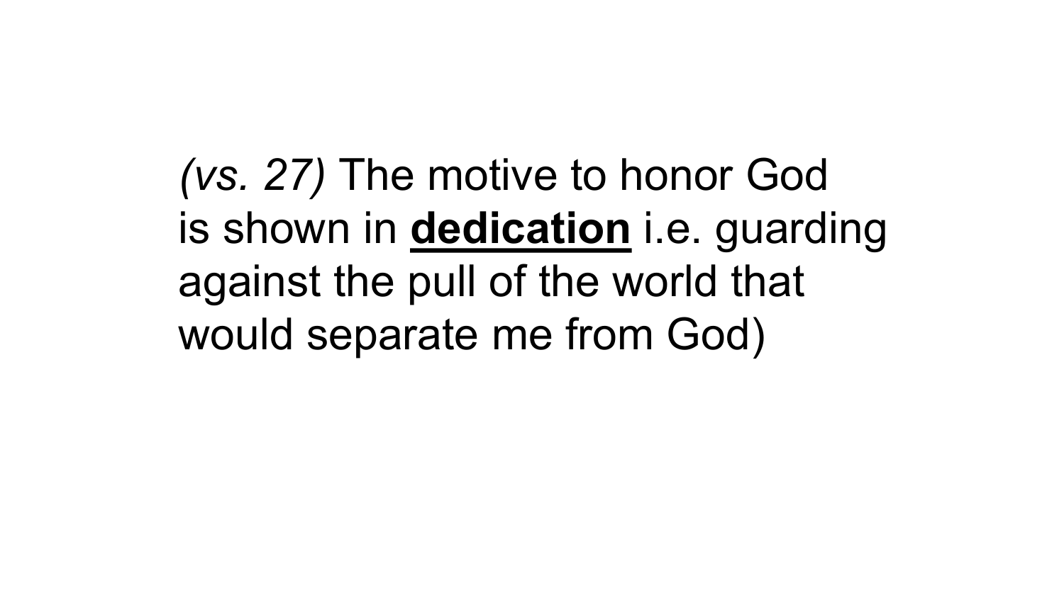*(vs. 27)* The motive to honor God is shown in <u>**dedication**</u> i.e. guarding against the pull of the world that would separate me from God)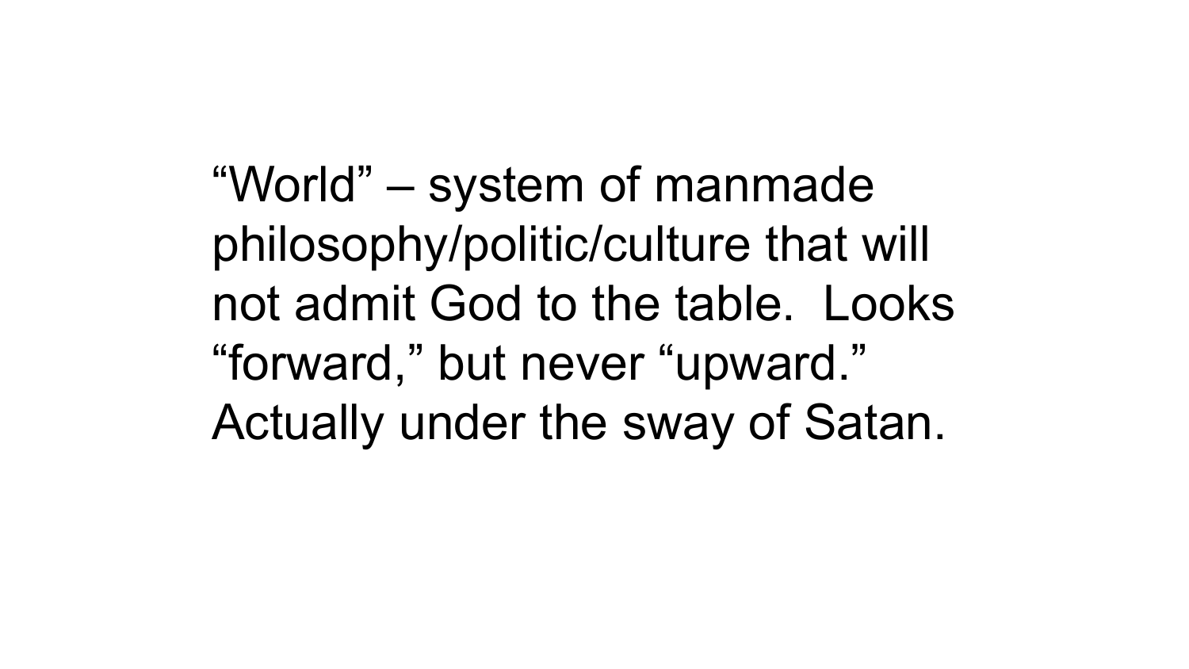"World" – system of manmade philosophy/politic/culture that will not admit God to the table.  Looks "forward," but never "upward." Actually under the sway of Satan.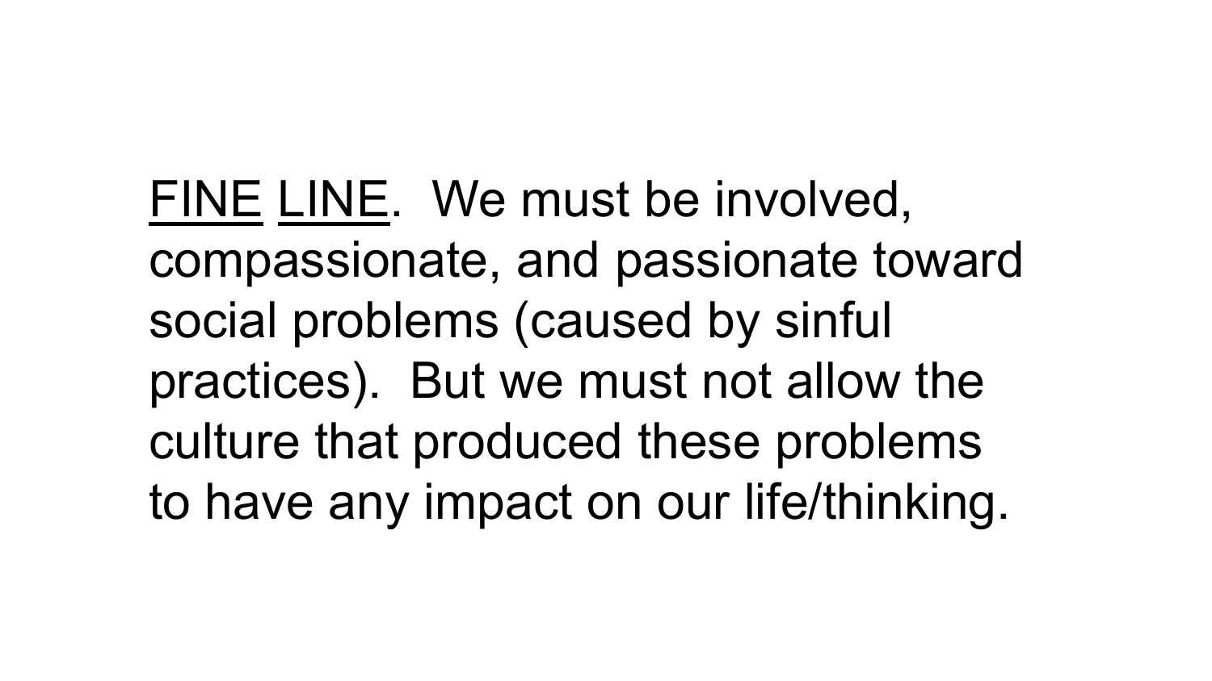<u>FINE</u> <u>LINE</u>.  We must be involved, compassionate, and passionate toward social problems (caused by sinful practices).  But we must not allow the culture that produced these problems to have any impact on our life/thinking.